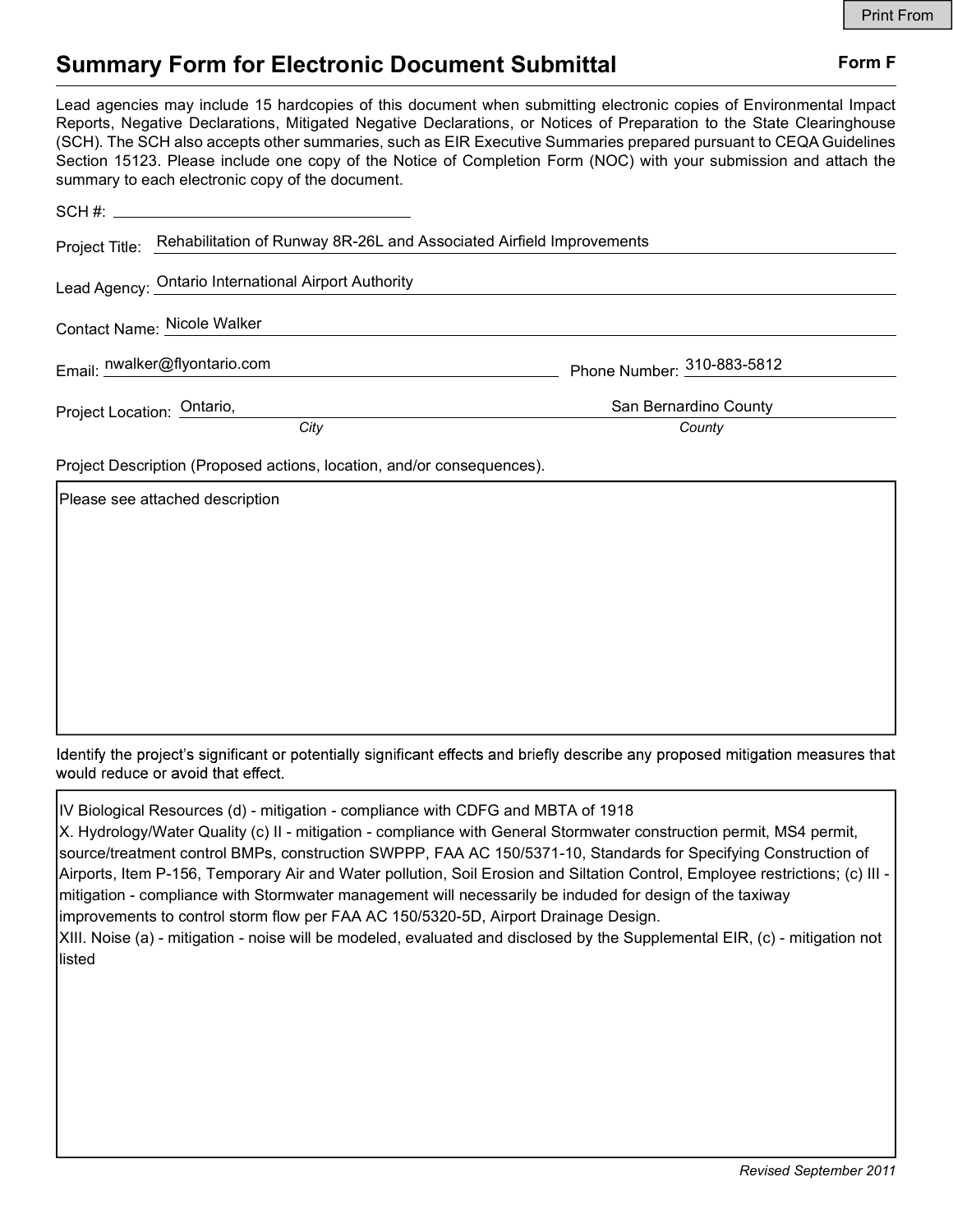# Summary Form for Electronic Document Submittal

**Form F**

Lead agencies may include 15 hardcopies of this document when submitting electronic copies of Environmental Impact Reports, Negative Declarations, Mitigated Negative Declarations, or Notices of Preparation to the State Clearinghouse (SCH). The SCH also accepts other summaries, such as EIR Executive Summaries prepared pursuant to CEQA Guidelines Section 15123. Please include one copy of the Notice of Completion Form (NOC) with your submission and attach the summary to each electronic copy of the document.

SCH #: ____________________

Project Title: Rehabilitation of Runway 8R-26L and Associated Airfield Improvements

Lead Agency: Ontario International Airport Authority

Contact Name: Nicole Walker

Email: nwalker@flyontario.com

Phone Number: 310-883-5812

Project Location: Ontario, (City) San Bernardino County (County)

Project Description (Proposed actions, location, and/or consequences).

Please see attached description

Identify the project's significant or potentially significant effects and briefly describe any proposed mitigation measures that would reduce or avoid that effect.

IV Biological Resources (d) - mitigation - compliance with CDFG and MBTA of 1918
X. Hydrology/Water Quality (c) II - mitigation - compliance with General Stormwater construction permit, MS4 permit, source/treatment control BMPs, construction SWPPP, FAA AC 150/5371-10, Standards for Specifying Construction of Airports, Item P-156, Temporary Air and Water pollution, Soil Erosion and Siltation Control, Employee restrictions; (c) III - mitigation - compliance with Stormwater management will necessarily be induded for design of the taxiway improvements to control storm flow per FAA AC 150/5320-5D, Airport Drainage Design.
XIII. Noise (a) - mitigation - noise will be modeled, evaluated and disclosed by the Supplemental EIR, (c) - mitigation not listed

*Revised September 2011*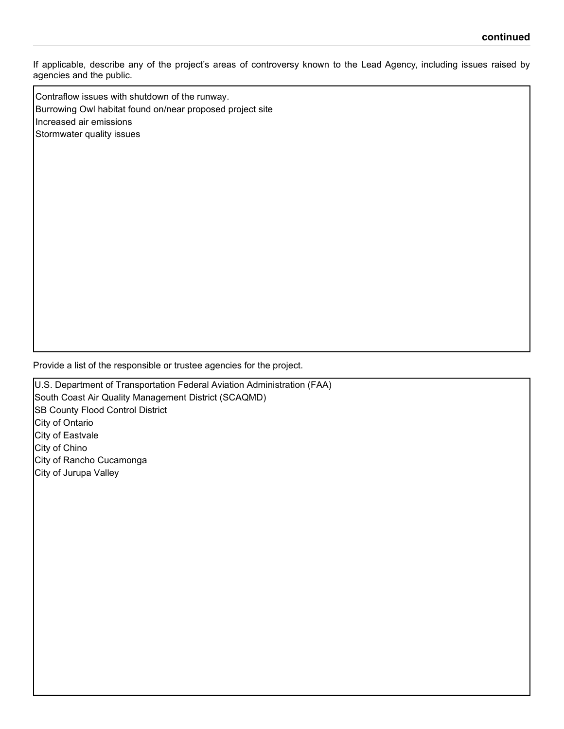**continued**

If applicable, describe any of the project's areas of controversy known to the Lead Agency, including issues raised by agencies and the public.

Contraflow issues with shutdown of the runway.
Burrowing Owl habitat found on/near proposed project site
Increased air emissions
Stormwater quality issues

Provide a list of the responsible or trustee agencies for the project.

U.S. Department of Transportation Federal Aviation Administration (FAA)
South Coast Air Quality Management District (SCAQMD)
SB County Flood Control District
City of Ontario
City of Eastvale
City of Chino
City of Rancho Cucamonga
City of Jurupa Valley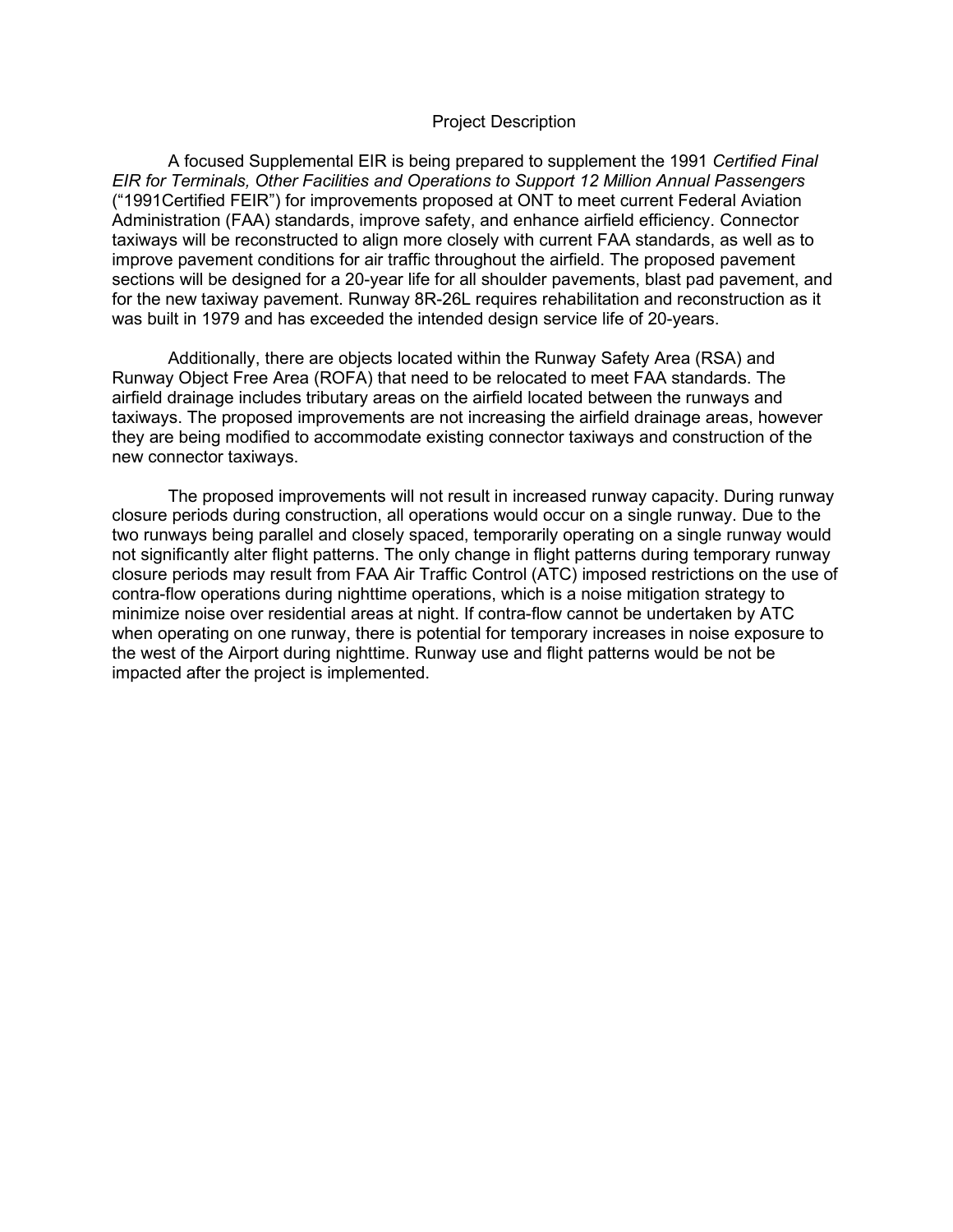# Project Description

A focused Supplemental EIR is being prepared to supplement the 1991 *Certified Final EIR for Terminals, Other Facilities and Operations to Support 12 Million Annual Passengers* ("1991Certified FEIR") for improvements proposed at ONT to meet current Federal Aviation Administration (FAA) standards, improve safety, and enhance airfield efficiency. Connector taxiways will be reconstructed to align more closely with current FAA standards, as well as to improve pavement conditions for air traffic throughout the airfield. The proposed pavement sections will be designed for a 20-year life for all shoulder pavements, blast pad pavement, and for the new taxiway pavement. Runway 8R-26L requires rehabilitation and reconstruction as it was built in 1979 and has exceeded the intended design service life of 20-years.

Additionally, there are objects located within the Runway Safety Area (RSA) and Runway Object Free Area (ROFA) that need to be relocated to meet FAA standards. The airfield drainage includes tributary areas on the airfield located between the runways and taxiways. The proposed improvements are not increasing the airfield drainage areas, however they are being modified to accommodate existing connector taxiways and construction of the new connector taxiways.

The proposed improvements will not result in increased runway capacity. During runway closure periods during construction, all operations would occur on a single runway. Due to the two runways being parallel and closely spaced, temporarily operating on a single runway would not significantly alter flight patterns. The only change in flight patterns during temporary runway closure periods may result from FAA Air Traffic Control (ATC) imposed restrictions on the use of contra-flow operations during nighttime operations, which is a noise mitigation strategy to minimize noise over residential areas at night. If contra-flow cannot be undertaken by ATC when operating on one runway, there is potential for temporary increases in noise exposure to the west of the Airport during nighttime. Runway use and flight patterns would be not be impacted after the project is implemented.